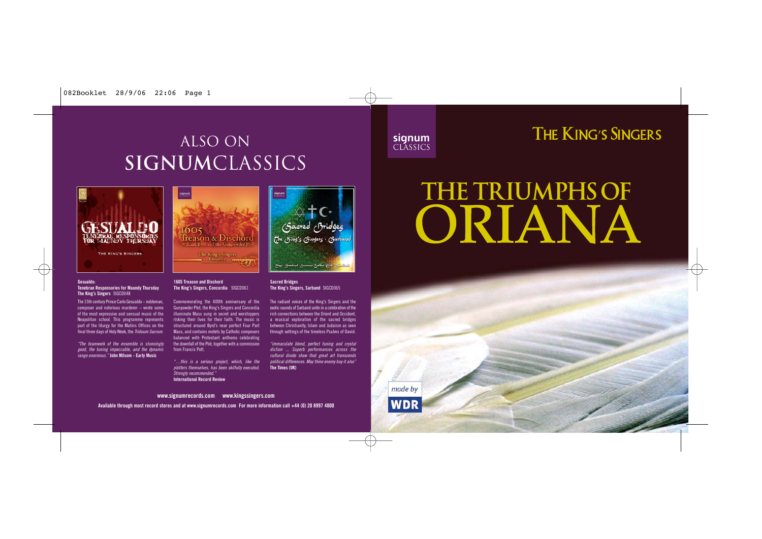# ALSO ON **SIGNUM**CLASSICS

**Gesualdo:**
**Tenebrae Responsories for Maundy Thursday**
**The King's Singers** SIGCD048

The 15th century Prince Carlo Gesualdo – nobleman, composer and notorious murderer – wrote some of the most expressive and sensual music of the Neapolitan school. This programme represents part of the liturgy for the Matins Offices on the final three days of Holy Week, the *Triduum Sacrum.*

*"The teamwork of the ensemble is stunningly good, the tuning impeccable, and the dynamic range enormous."* **John Milsom - Early Music**

**1605 Treason and Dischord**
**The King's Singers, Concordia** SIGCD061

Commemorating the 400th anniversary of the Gunpowder Plot, the King's Singers and Concordia illuminate Mass sung in secret and worshippers risking their lives for their faith. The music is structured around Byrd's near perfect Four Part Mass, and contains motets by Catholic composers balanced with Protestant anthems celebrating the downfall of the Plot, together with a commission from Francis Pott.

*"...this is a serious project, which, like the plotters themselves, has been skilfully executed. Strongly recommended."*
**International Record Review**

**Sacred Bridges**
**The King's Singers, Sarband** SIGCD065

The radiant voices of the King's Singers and the exotic sounds of Sarband unite in a celebration of the rich connections between the Orient and Occident, a musical exploration of the sacred bridges between Christianity, Islam and Judaism as seen through settings of the timeless Psalms of David.

*"immaculate blend, perfect tuning and crystal diction ... Superb performances across the cultural divide show that great art transcends political differences. May thine enemy buy it also"*
**The Times (UK)**

**www.signumrecords.com www.kingssingers.com**

**Available through most record stores and at www.signumrecords.com For more information call +44 (0) 20 8997 4000**

signum CLASSICS

# THE KING'S SINGERS

# THE TRIUMPHS OF ORIANA

made by WDR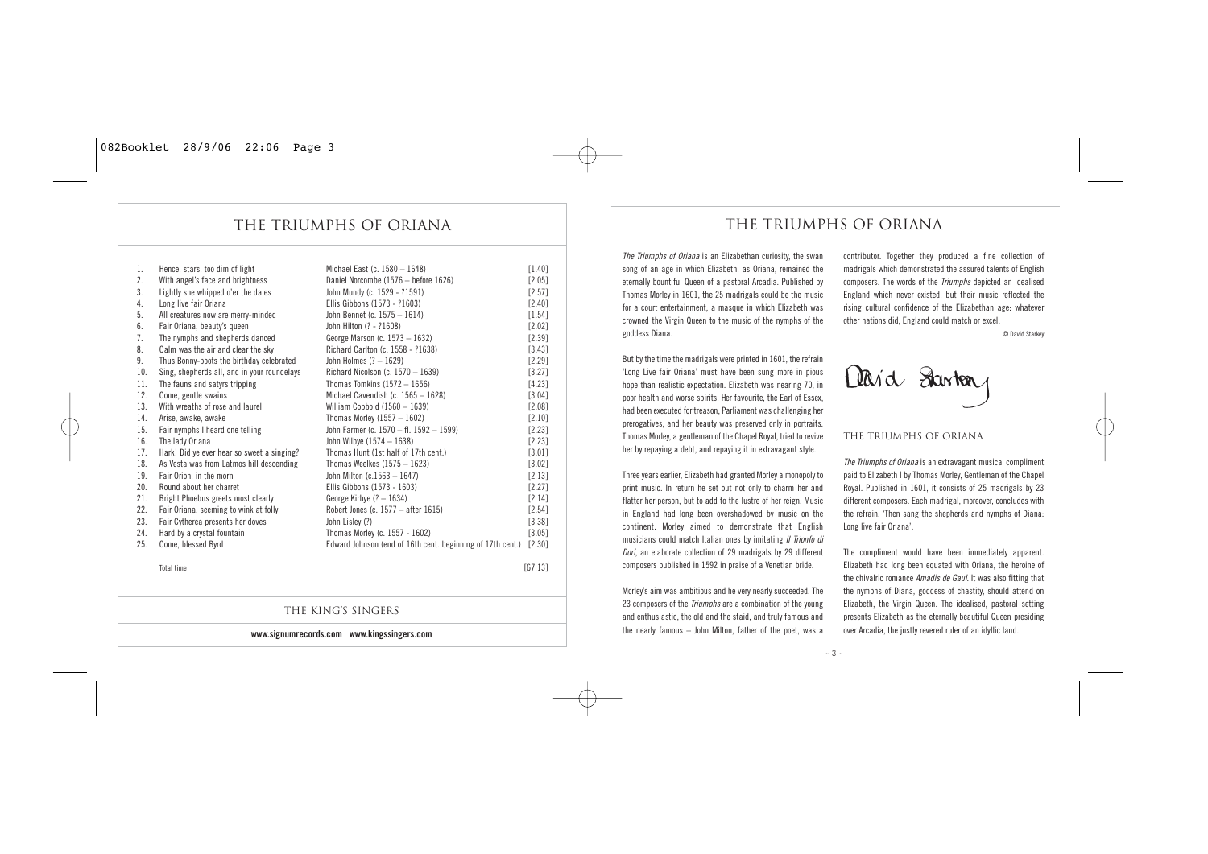# THE TRIUMPHS OF ORIANA

| | Title | Composer | Time |
|---|---|---|---|
| 1. | Hence, stars, too dim of light | Michael East (c. 1580 – 1648) | [1.40] |
| 2. | With angel's face and brightness | Daniel Norcombe (1576 – before 1626) | [2.05] |
| 3. | Lightly she whipped o'er the dales | John Mundy (c. 1529 - ?1591) | [2.57] |
| 4. | Long live fair Oriana | Ellis Gibbons (1573 - ?1603) | [2.40] |
| 5. | All creatures now are merry-minded | John Bennet (c. 1575 – 1614) | [1.54] |
| 6. | Fair Oriana, beauty's queen | John Hilton (? - ?1608) | [2.02] |
| 7. | The nymphs and shepherds danced | George Marson (c. 1573 – 1632) | [2.39] |
| 8. | Calm was the air and clear the sky | Richard Carlton (c. 1558 - ?1638) | [3.43] |
| 9. | Thus Bonny-boots the birthday celebrated | John Holmes (? – 1629) | [2.29] |
| 10. | Sing, shepherds all, and in your roundelays | Richard Nicolson (c. 1570 – 1639) | [3.27] |
| 11. | The fauns and satyrs tripping | Thomas Tomkins (1572 – 1656) | [4.23] |
| 12. | Come, gentle swains | Michael Cavendish (c. 1565 – 1628) | [3.04] |
| 13. | With wreaths of rose and laurel | William Cobbold (1560 – 1639) | [2.08] |
| 14. | Arise, awake, awake | Thomas Morley (1557 – 1602) | [2.10] |
| 15. | Fair nymphs I heard one telling | John Farmer (c. 1570 – fl. 1592 – 1599) | [2.23] |
| 16. | The lady Oriana | John Wilbye (1574 – 1638) | [2.23] |
| 17. | Hark! Did ye ever hear so sweet a singing? | Thomas Hunt (1st half of 17th cent.) | [3.01] |
| 18. | As Vesta was from Latmos hill descending | Thomas Weelkes (1575 – 1623) | [3.02] |
| 19. | Fair Orion, in the morn | John Milton (c.1563 – 1647) | [2.13] |
| 20. | Round about her charret | Ellis Gibbons (1573 - 1603) | [2.27] |
| 21. | Bright Phoebus greets most clearly | George Kirbye (? – 1634) | [2.14] |
| 22. | Fair Oriana, seeming to wink at folly | Robert Jones (c. 1577 – after 1615) | [2.54] |
| 23. | Fair Cytherea presents her doves | John Lisley (?) | [3.38] |
| 24. | Hard by a crystal fountain | Thomas Morley (c. 1557 - 1602) | [3.05] |
| 25. | Come, blessed Byrd | Edward Johnson (end of 16th cent. beginning of 17th cent.) | [2.30] |
| | Total time | | [67.13] |

THE KING'S SINGERS

**www.signumrecords.com www.kingssingers.com**

# THE TRIUMPHS OF ORIANA

*The Triumphs of Oriana* is an Elizabethan curiosity, the swan song of an age in which Elizabeth, as Oriana, remained the eternally bountiful Queen of a pastoral Arcadia. Published by Thomas Morley in 1601, the 25 madrigals could be the music for a court entertainment, a masque in which Elizabeth was crowned the Virgin Queen to the music of the nymphs of the goddess Diana.

But by the time the madrigals were printed in 1601, the refrain 'Long Live fair Oriana' must have been sung more in pious hope than realistic expectation. Elizabeth was nearing 70, in poor health and worse spirits. Her favourite, the Earl of Essex, had been executed for treason, Parliament was challenging her prerogatives, and her beauty was preserved only in portraits. Thomas Morley, a gentleman of the Chapel Royal, tried to revive her by repaying a debt, and repaying it in extravagant style.

Three years earlier, Elizabeth had granted Morley a monopoly to print music. In return he set out not only to charm her and flatter her person, but to add to the lustre of her reign. Music in England had long been overshadowed by music on the continent. Morley aimed to demonstrate that English musicians could match Italian ones by imitating *Il Trionfo di Dori*, an elaborate collection of 29 madrigals by 29 different composers published in 1592 in praise of a Venetian bride.

Morley's aim was ambitious and he very nearly succeeded. The 23 composers of the *Triumphs* are a combination of the young and enthusiastic, the old and the staid, and truly famous and the nearly famous – John Milton, father of the poet, was a contributor. Together they produced a fine collection of madrigals which demonstrated the assured talents of English composers. The words of the *Triumphs* depicted an idealised England which never existed, but their music reflected the rising cultural confidence of the Elizabethan age: whatever other nations did, England could match or excel.

© David Starkey

David Starkey

## THE TRIUMPHS OF ORIANA

*The Triumphs of Oriana* is an extravagant musical compliment paid to Elizabeth I by Thomas Morley, Gentleman of the Chapel Royal. Published in 1601, it consists of 25 madrigals by 23 different composers. Each madrigal, moreover, concludes with the refrain, 'Then sang the shepherds and nymphs of Diana: Long live fair Oriana'.

The compliment would have been immediately apparent. Elizabeth had long been equated with Oriana, the heroine of the chivalric romance *Amadis de Gaul*. It was also fitting that the nymphs of Diana, goddess of chastity, should attend on Elizabeth, the Virgin Queen. The idealised, pastoral setting presents Elizabeth as the eternally beautiful Queen presiding over Arcadia, the justly revered ruler of an idyllic land.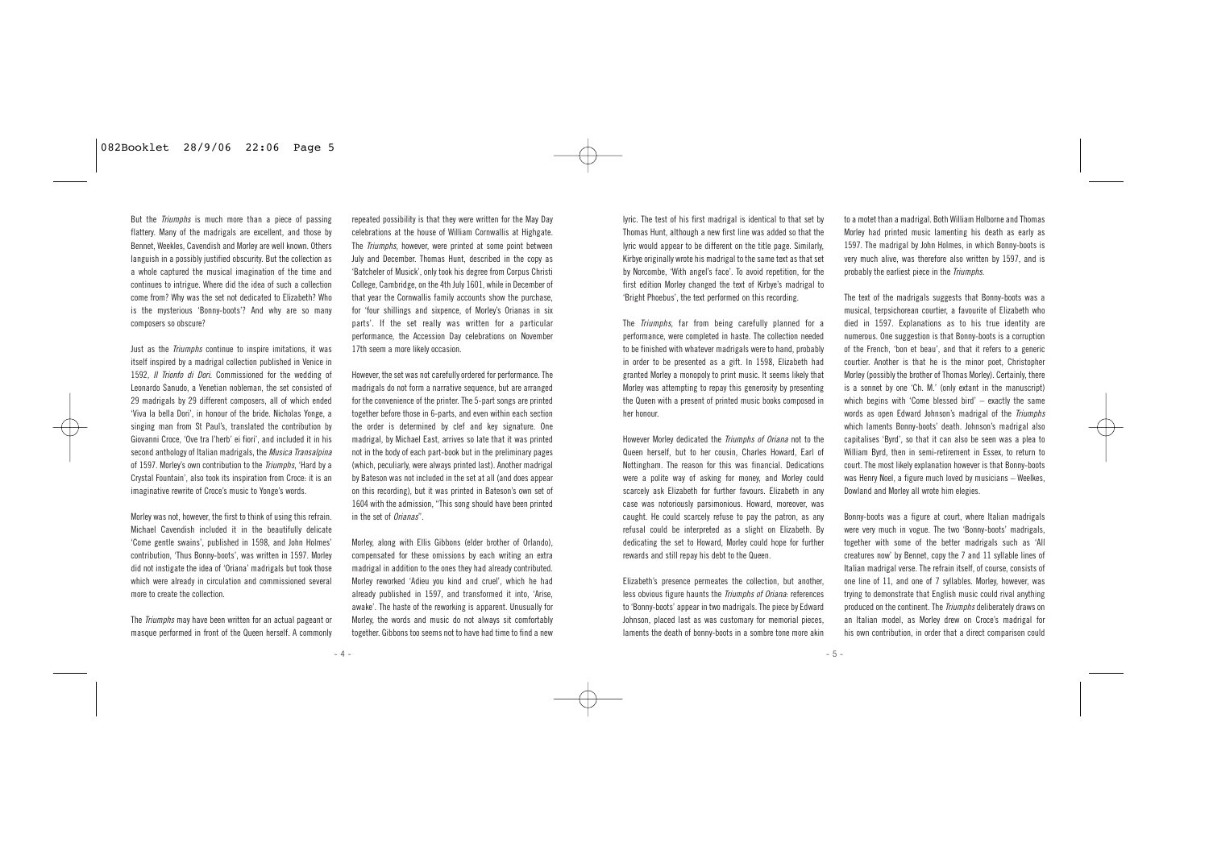But the *Triumphs* is much more than a piece of passing flattery. Many of the madrigals are excellent, and those by Bennet, Weelkes, Cavendish and Morley are well known. Others languish in a possibly justified obscurity. But the collection as a whole captured the musical imagination of the time and continues to intrigue. Where did the idea of such a collection come from? Why was the set not dedicated to Elizabeth? Who is the mysterious 'Bonny-boots'? And why are so many composers so obscure?

Just as the *Triumphs* continue to inspire imitations, it was itself inspired by a madrigal collection published in Venice in 1592, *Il Trionfo di Dori.* Commissioned for the wedding of Leonardo Sanudo, a Venetian nobleman, the set consisted of 29 madrigals by 29 different composers, all of which ended 'Viva la bella Dori', in honour of the bride. Nicholas Yonge, a singing man from St Paul's, translated the contribution by Giovanni Croce, 'Ove tra l'herb' ei fiori', and included it in his second anthology of Italian madrigals, the *Musica Transalpina* of 1597. Morley's own contribution to the *Triumphs*, 'Hard by a Crystal Fountain', also took its inspiration from Croce: it is an imaginative rewrite of Croce's music to Yonge's words.

Morley was not, however, the first to think of using this refrain. Michael Cavendish included it in the beautifully delicate 'Come gentle swains', published in 1598, and John Holmes' contribution, 'Thus Bonny-boots', was written in 1597. Morley did not instigate the idea of 'Oriana' madrigals but took those which were already in circulation and commissioned several more to create the collection.

The *Triumphs* may have been written for an actual pageant or masque performed in front of the Queen herself. A commonly repeated possibility is that they were written for the May Day celebrations at the house of William Cornwallis at Highgate. The *Triumphs*, however, were printed at some point between July and December. Thomas Hunt, described in the copy as 'Batcheler of Musick', only took his degree from Corpus Christi College, Cambridge, on the 4th July 1601, while in December of that year the Cornwallis family accounts show the purchase, for 'four shillings and sixpence, of Morley's Orianas in six parts'. If the set really was written for a particular performance, the Accession Day celebrations on November 17th seem a more likely occasion.

However, the set was not carefully ordered for performance. The madrigals do not form a narrative sequence, but are arranged for the convenience of the printer. The 5-part songs are printed together before those in 6-parts, and even within each section the order is determined by clef and key signature. One madrigal, by Michael East, arrives so late that it was printed not in the body of each part-book but in the preliminary pages (which, peculiarly, were always printed last). Another madrigal by Bateson was not included in the set at all (and does appear on this recording), but it was printed in Bateson's own set of 1604 with the admission, "This song should have been printed in the set of *Orianas*".

Morley, along with Ellis Gibbons (elder brother of Orlando), compensated for these omissions by each writing an extra madrigal in addition to the ones they had already contributed. Morley reworked 'Adieu you kind and cruel', which he had already published in 1597, and transformed it into, 'Arise, awake'. The haste of the reworking is apparent. Unusually for Morley, the words and music do not always sit comfortably together. Gibbons too seems not to have had time to find a new lyric. The test of his first madrigal is identical to that set by Thomas Hunt, although a new first line was added so that the lyric would appear to be different on the title page. Similarly, Kirbye originally wrote his madrigal to the same text as that set by Norcombe, 'With angel's face'. To avoid repetition, for the first edition Morley changed the text of Kirbye's madrigal to 'Bright Phoebus', the text performed on this recording.

The *Triumphs*, far from being carefully planned for a performance, were completed in haste. The collection needed to be finished with whatever madrigals were to hand, probably in order to be presented as a gift. In 1598, Elizabeth had granted Morley a monopoly to print music. It seems likely that Morley was attempting to repay this generosity by presenting the Queen with a present of printed music books composed in her honour.

However Morley dedicated the *Triumphs of Oriana* not to the Queen herself, but to her cousin, Charles Howard, Earl of Nottingham. The reason for this was financial. Dedications were a polite way of asking for money, and Morley could scarcely ask Elizabeth for further favours. Elizabeth in any case was notoriously parsimonious. Howard, moreover, was caught. He could scarcely refuse to pay the patron, as any refusal could be interpreted as a slight on Elizabeth. By dedicating the set to Howard, Morley could hope for further rewards and still repay his debt to the Queen.

Elizabeth's presence permeates the collection, but another, less obvious figure haunts the *Triumphs of Oriana*: references to 'Bonny-boots' appear in two madrigals. The piece by Edward Johnson, placed last as was customary for memorial pieces, laments the death of bonny-boots in a sombre tone more akin to a motet than a madrigal. Both William Holborne and Thomas Morley had printed music lamenting his death as early as 1597. The madrigal by John Holmes, in which Bonny-boots is very much alive, was therefore also written by 1597, and is probably the earliest piece in the *Triumphs*.

The text of the madrigals suggests that Bonny-boots was a musical, terpsichorean courtier, a favourite of Elizabeth who died in 1597. Explanations as to his true identity are numerous. One suggestion is that Bonny-boots is a corruption of the French, 'bon et beau', and that it refers to a generic courtier. Another is that he is the minor poet, Christopher Morley (possibly the brother of Thomas Morley). Certainly, there is a sonnet by one 'Ch. M.' (only extant in the manuscript) which begins with 'Come blessed bird' – exactly the same words as open Edward Johnson's madrigal of the *Triumphs* which laments Bonny-boots' death. Johnson's madrigal also capitalises 'Byrd', so that it can also be seen was a plea to William Byrd, then in semi-retirement in Essex, to return to court. The most likely explanation however is that Bonny-boots was Henry Noel, a figure much loved by musicians – Weelkes, Dowland and Morley all wrote him elegies.

Bonny-boots was a figure at court, where Italian madrigals were very much in vogue. The two 'Bonny-boots' madrigals, together with some of the better madrigals such as 'All creatures now' by Bennet, copy the 7 and 11 syllable lines of Italian madrigal verse. The refrain itself, of course, consists of one line of 11, and one of 7 syllables. Morley, however, was trying to demonstrate that English music could rival anything produced on the continent. The *Triumphs* deliberately draws on an Italian model, as Morley drew on Croce's madrigal for his own contribution, in order that a direct comparison could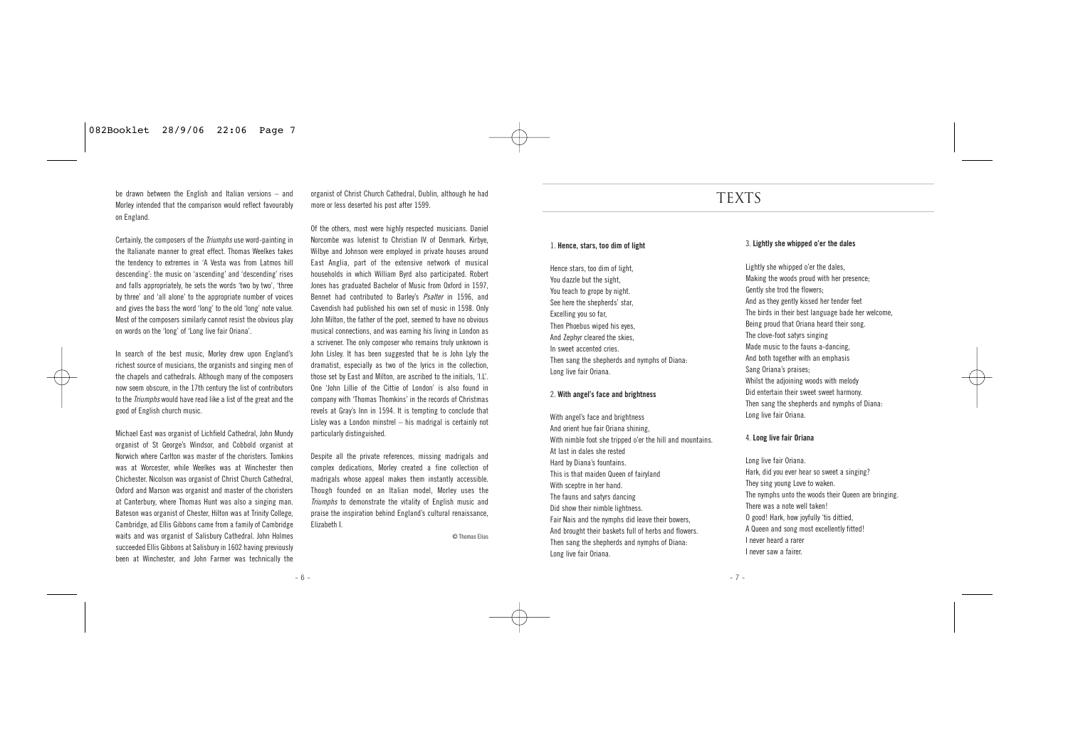be drawn between the English and Italian versions – and Morley intended that the comparison would reflect favourably on England.

Certainly, the composers of the *Triumphs* use word-painting in the Italianate manner to great effect. Thomas Weelkes takes the tendency to extremes in 'A Vesta was from Latmos hill descending': the music on 'ascending' and 'descending' rises and falls appropriately, he sets the words 'two by two', 'three by three' and 'all alone' to the appropriate number of voices and gives the bass the word 'long' to the old 'long' note value. Most of the composers similarly cannot resist the obvious play on words on the 'long' of 'Long live fair Oriana'.

In search of the best music, Morley drew upon England's richest source of musicians, the organists and singing men of the chapels and cathedrals. Although many of the composers now seem obscure, in the 17th century the list of contributors to the *Triumphs* would have read like a list of the great and the good of English church music.

Michael East was organist of Lichfield Cathedral, John Mundy organist of St George's Windsor, and Cobbold organist at Norwich where Carlton was master of the choristers. Tomkins was at Worcester, while Weelkes was at Winchester then Chichester. Nicolson was organist of Christ Church Cathedral, Oxford and Marson was organist and master of the choristers at Canterbury, where Thomas Hunt was also a singing man. Bateson was organist of Chester, Hilton was at Trinity College, Cambridge, ad Ellis Gibbons came from a family of Cambridge waits and was organist of Salisbury Cathedral. John Holmes succeeded Ellis Gibbons at Salisbury in 1602 having previously been at Winchester, and John Farmer was technically the organist of Christ Church Cathedral, Dublin, although he had more or less deserted his post after 1599.

Of the others, most were highly respected musicians. Daniel Norcombe was lutenist to Christian IV of Denmark. Kirbye, Wilbye and Johnson were employed in private houses around East Anglia, part of the extensive network of musical households in which William Byrd also participated. Robert Jones has graduated Bachelor of Music from Oxford in 1597, Bennet had contributed to Barley's *Psalter* in 1596, and Cavendish had published his own set of music in 1598. Only John Milton, the father of the poet, seemed to have no obvious musical connections, and was earning his living in London as a scrivener. The only composer who remains truly unknown is John Lisley. It has been suggested that he is John Lyly the dramatist, especially as two of the lyrics in the collection, those set by East and Milton, are ascribed to the initials, 'I.L'. One 'John Lillie of the Cittie of London' is also found in company with 'Thomas Thomkins' in the records of Christmas revels at Gray's Inn in 1594. It is tempting to conclude that Lisley was a London minstrel – his madrigal is certainly not particularly distinguished.

Despite all the private references, missing madrigals and complex dedications, Morley created a fine collection of madrigals whose appeal makes them instantly accessible. Though founded on an Italian model, Morley uses the *Triumphs* to demonstrate the vitality of English music and praise the inspiration behind England's cultural renaissance, Elizabeth I.

© Thomas Elias

# TEXTS

### 1. Hence, stars, too dim of light

Hence stars, too dim of light,
You dazzle but the sight,
You teach to grope by night.
See here the shepherds' star,
Excelling you so far,
Then Phoebus wiped his eyes,
And Zephyr cleared the skies,
In sweet accented cries.
Then sang the shepherds and nymphs of Diana:
Long live fair Oriana.

### 2. With angel's face and brightness

With angel's face and brightness
And orient hue fair Oriana shining,
With nimble foot she tripped o'er the hill and mountains.
At last in dales she rested
Hard by Diana's fountains.
This is that maiden Queen of fairyland
With sceptre in her hand.
The fauns and satyrs dancing
Did show their nimble lightness.
Fair Nais and the nymphs did leave their bowers,
And brought their baskets full of herbs and flowers.
Then sang the shepherds and nymphs of Diana:
Long live fair Oriana.

### 3. Lightly she whipped o'er the dales

Lightly she whipped o'er the dales,
Making the woods proud with her presence;
Gently she trod the flowers;
And as they gently kissed her tender feet
The birds in their best language bade her welcome,
Being proud that Oriana heard their song.
The clove-foot satyrs singing
Made music to the fauns a-dancing,
And both together with an emphasis
Sang Oriana's praises;
Whilst the adjoining woods with melody
Did entertain their sweet sweet harmony.
Then sang the shepherds and nymphs of Diana:
Long live fair Oriana.

### 4. Long live fair Oriana

Long live fair Oriana.
Hark, did you ever hear so sweet a singing?
They sing young Love to waken.
The nymphs unto the woods their Queen are bringing.
There was a note well taken!
O good! Hark, how joyfully 'tis dittied,
A Queen and song most excellently fitted!
I never heard a rarer
I never saw a fairer.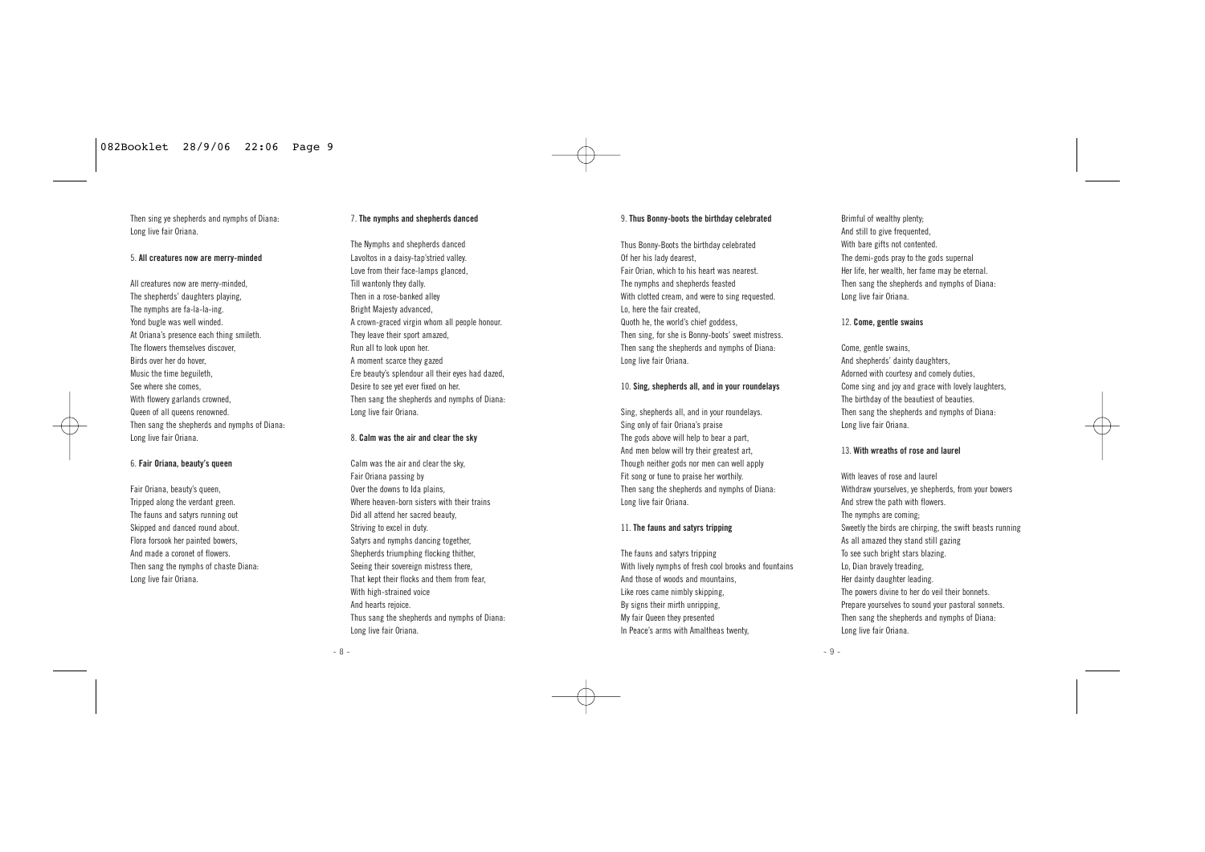Then sing ye shepherds and nymphs of Diana:
Long live fair Oriana.

5. **All creatures now are merry-minded**

All creatures now are merry-minded,
The shepherds' daughters playing,
The nymphs are fa-la-la-ing.
Yond bugle was well winded.
At Oriana's presence each thing smileth.
The flowers themselves discover,
Birds over her do hover,
Music the time beguileth,
See where she comes,
With flowery garlands crowned,
Queen of all queens renowned.
Then sang the shepherds and nymphs of Diana:
Long live fair Oriana.

6. **Fair Oriana, beauty's queen**

Fair Oriana, beauty's queen,
Tripped along the verdant green.
The fauns and satyrs running out
Skipped and danced round about.
Flora forsook her painted bowers,
And made a coronet of flowers.
Then sang the nymphs of chaste Diana:
Long live fair Oriana.

7. **The nymphs and shepherds danced**

The Nymphs and shepherds danced
Lavoltos in a daisy-tap'stried valley.
Love from their face-lamps glanced,
Till wantonly they dally.
Then in a rose-banked alley
Bright Majesty advanced,
A crown-graced virgin whom all people honour.
They leave their sport amazed,
Run all to look upon her.
A moment scarce they gazed
Ere beauty's splendour all their eyes had dazed,
Desire to see yet ever fixed on her.
Then sang the shepherds and nymphs of Diana:
Long live fair Oriana.

8. **Calm was the air and clear the sky**

Calm was the air and clear the sky,
Fair Oriana passing by
Over the downs to Ida plains,
Where heaven-born sisters with their trains
Did all attend her sacred beauty,
Striving to excel in duty.
Satyrs and nymphs dancing together,
Shepherds triumphing flocking thither,
Seeing their sovereign mistress there,
That kept their flocks and them from fear,
With high-strained voice
And hearts rejoice.
Thus sang the shepherds and nymphs of Diana:
Long live fair Oriana.

9. **Thus Bonny-boots the birthday celebrated**

Thus Bonny-Boots the birthday celebrated
Of her his lady dearest,
Fair Orian, which to his heart was nearest.
The nymphs and shepherds feasted
With clotted cream, and were to sing requested.
Lo, here the fair created,
Quoth he, the world's chief goddess,
Then sing, for she is Bonny-boots' sweet mistress.
Then sang the shepherds and nymphs of Diana:
Long live fair Oriana.

10. **Sing, shepherds all, and in your roundelays**

Sing, shepherds all, and in your roundelays.
Sing only of fair Oriana's praise
The gods above will help to bear a part,
And men below will try their greatest art,
Though neither gods nor men can well apply
Fit song or tune to praise her worthily.
Then sang the shepherds and nymphs of Diana:
Long live fair Oriana.

11. **The fauns and satyrs tripping**

The fauns and satyrs tripping
With lively nymphs of fresh cool brooks and fountains
And those of woods and mountains,
Like roes came nimbly skipping,
By signs their mirth unripping,
My fair Queen they presented
In Peace's arms with Amaltheas twenty,
Brimful of wealthy plenty;
And still to give frequented,
With bare gifts not contented.
The demi-gods pray to the gods supernal
Her life, her wealth, her fame may be eternal.
Then sang the shepherds and nymphs of Diana:
Long live fair Oriana.

12. **Come, gentle swains**

Come, gentle swains,
And shepherds' dainty daughters,
Adorned with courtesy and comely duties,
Come sing and joy and grace with lovely laughters,
The birthday of the beautiest of beauties.
Then sang the shepherds and nymphs of Diana:
Long live fair Oriana.

13. **With wreaths of rose and laurel**

With leaves of rose and laurel
Withdraw yourselves, ye shepherds, from your bowers
And strew the path with flowers.
The nymphs are coming;
Sweetly the birds are chirping, the swift beasts running
As all amazed they stand still gazing
To see such bright stars blazing.
Lo, Dian bravely treading,
Her dainty daughter leading.
The powers divine to her do veil their bonnets.
Prepare yourselves to sound your pastoral sonnets.
Then sang the shepherds and nymphs of Diana:
Long live fair Oriana.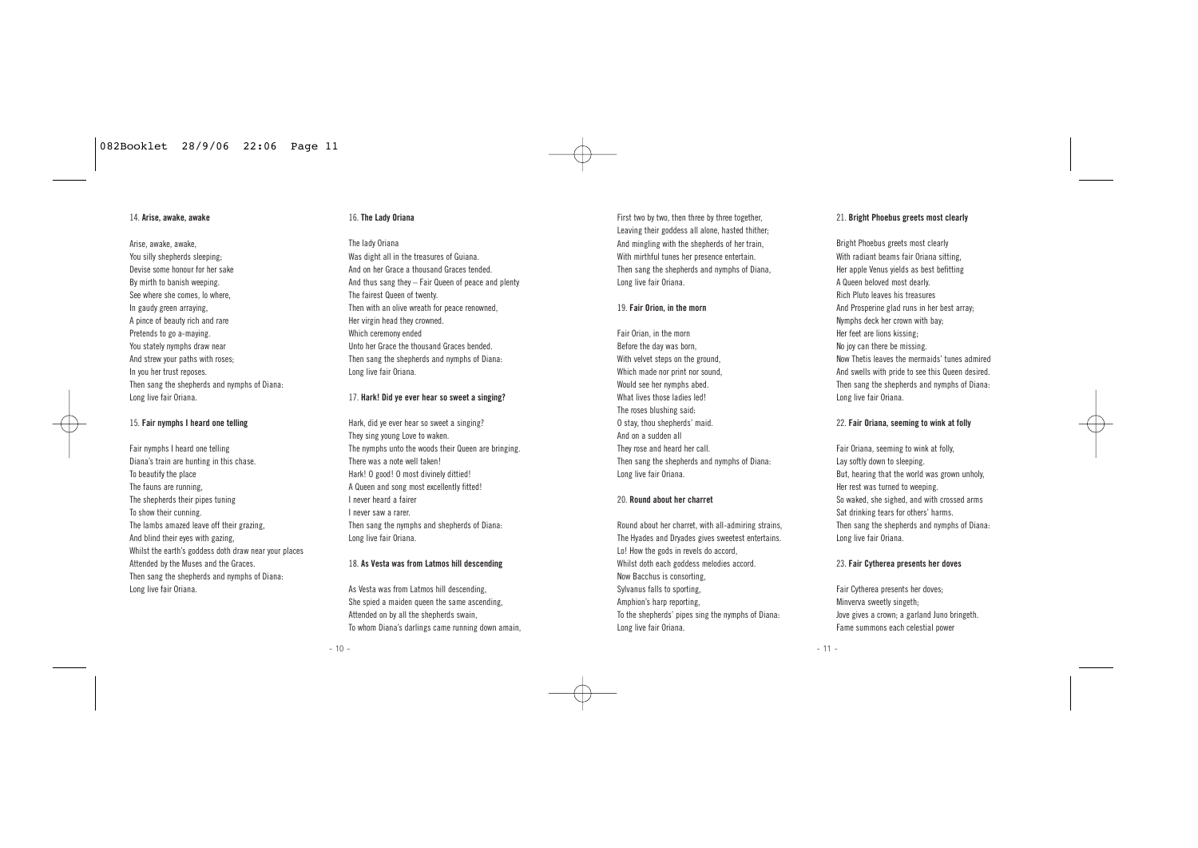### 14. Arise, awake, awake

Arise, awake, awake,
You silly shepherds sleeping;
Devise some honour for her sake
By mirth to banish weeping.
See where she comes, lo where,
In gaudy green arraying,
A pince of beauty rich and rare
Pretends to go a-maying.
You stately nymphs draw near
And strew your paths with roses;
In you her trust reposes.
Then sang the shepherds and nymphs of Diana:
Long live fair Oriana.

### 15. Fair nymphs I heard one telling

Fair nymphs I heard one telling
Diana's train are hunting in this chase.
To beautify the place
The fauns are running,
The shepherds their pipes tuning
To show their cunning.
The lambs amazed leave off their grazing,
And blind their eyes with gazing,
Whilst the earth's goddess doth draw near your places
Attended by the Muses and the Graces.
Then sang the shepherds and nymphs of Diana:
Long live fair Oriana.

### 16. The Lady Oriana

The lady Oriana
Was dight all in the treasures of Guiana.
And on her Grace a thousand Graces tended.
And thus sang they – Fair Queen of peace and plenty
The fairest Queen of twenty.
Then with an olive wreath for peace renowned,
Her virgin head they crowned.
Which ceremony ended
Unto her Grace the thousand Graces bended.
Then sang the shepherds and nymphs of Diana:
Long live fair Oriana.

### 17. Hark! Did ye ever hear so sweet a singing?

Hark, did ye ever hear so sweet a singing?
They sing young Love to waken.
The nymphs unto the woods their Queen are bringing.
There was a note well taken!
Hark! O good! O most divinely dittied!
A Queen and song most excellently fitted!
I never heard a fairer
I never saw a rarer.
Then sang the nymphs and shepherds of Diana:
Long live fair Oriana.

### 18. As Vesta was from Latmos hill descending

As Vesta was from Latmos hill descending,
She spied a maiden queen the same ascending,
Attended on by all the shepherds swain,
To whom Diana's darlings came running down amain,
First two by two, then three by three together,
Leaving their goddess all alone, hasted thither;
And mingling with the shepherds of her train,
With mirthful tunes her presence entertain.
Then sang the shepherds and nymphs of Diana,
Long live fair Oriana.

### 19. Fair Orion, in the morn

Fair Orian, in the morn
Before the day was born,
With velvet steps on the ground,
Which made nor print nor sound,
Would see her nymphs abed.
What lives those ladies led!
The roses blushing said:
O stay, thou shepherds' maid.
And on a sudden all
They rose and heard her call.
Then sang the shepherds and nymphs of Diana:
Long live fair Oriana.

### 20. Round about her charret

Round about her charret, with all-admiring strains,
The Hyades and Dryades gives sweetest entertains.
Lo! How the gods in revels do accord,
Whilst doth each goddess melodies accord.
Now Bacchus is consorting,
Sylvanus falls to sporting,
Amphion's harp reporting,
To the shepherds' pipes sing the nymphs of Diana:
Long live fair Oriana.

### 21. Bright Phoebus greets most clearly

Bright Phoebus greets most clearly
With radiant beams fair Oriana sitting,
Her apple Venus yields as best befitting
A Queen beloved most dearly.
Rich Pluto leaves his treasures
And Prosperine glad runs in her best array;
Nymphs deck her crown with bay;
Her feet are lions kissing;
No joy can there be missing.
Now Thetis leaves the mermaids' tunes admired
And swells with pride to see this Queen desired.
Then sang the shepherds and nymphs of Diana:
Long live fair Oriana.

### 22. Fair Oriana, seeming to wink at folly

Fair Oriana, seeming to wink at folly,
Lay softly down to sleeping.
But, hearing that the world was grown unholy,
Her rest was turned to weeping.
So waked, she sighed, and with crossed arms
Sat drinking tears for others' harms.
Then sang the shepherds and nymphs of Diana:
Long live fair Oriana.

### 23. Fair Cytherea presents her doves

Fair Cytherea presents her doves;
Minverva sweetly singeth;
Jove gives a crown; a garland Juno bringeth.
Fame summons each celestial power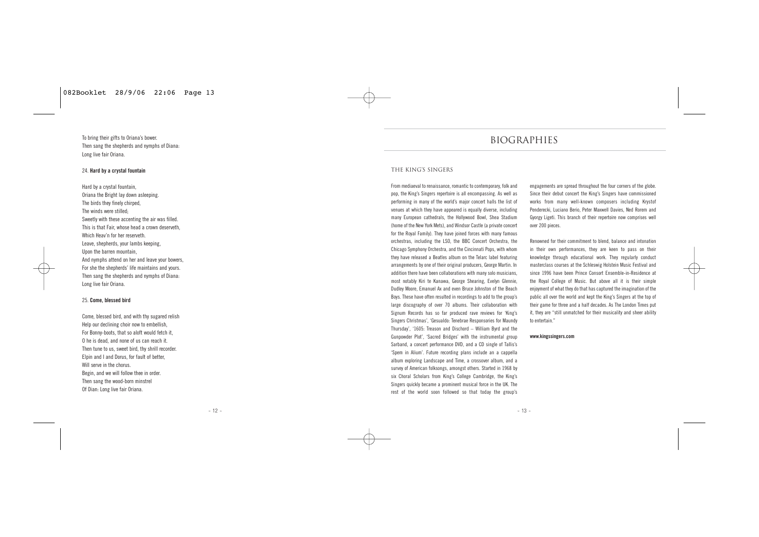To bring their gifts to Oriana's bower.
Then sang the shepherds and nymphs of Diana:
Long live fair Oriana.

### 24. **Hard by a crystal fountain**

Hard by a crystal fountain,
Oriana the Bright lay down asleeping.
The birds they finely chirped,
The winds were stilled;
Sweetly with these accenting the air was filled.
This is that Fair, whose head a crown deserveth,
Which Heav'n for her reserveth.
Leave, shepherds, your lambs keeping,
Upon the barren mountain,
And nymphs attend on her and leave your bowers,
For she the shepherds' life maintains and yours.
Then sang the shepherds and nymphs of Diana:
Long live fair Oriana.

### 25. **Come, blessed bird**

Come, blessed bird, and with thy sugared relish
Help our declining choir now to embellish,
For Bonny-boots, that so aloft would fetch it,
O he is dead, and none of us can reach it.
Then tune to us, sweet bird, thy shrill recorder.
Elpin and I and Dorus, for fault of better,
Will serve in the chorus.
Begin, and we will follow thee in order.
Then sang the wood-born minstrel
Of Dian: Long live fair Oriana.

# BIOGRAPHIES

## THE KING'S SINGERS

From mediaeval to renaissance, romantic to contemporary, folk and pop, the King's Singers repertoire is all encompassing. As well as performing in many of the world's major concert halls the list of venues at which they have appeared is equally diverse, including many European cathedrals, the Hollywood Bowl, Shea Stadium (home of the New York Mets), and Windsor Castle (a private concert for the Royal Family). They have joined forces with many famous orchestras, including the LSO, the BBC Concert Orchestra, the Chicago Symphony Orchestra, and the Cincinnati Pops, with whom they have released a Beatles album on the Telarc label featuring arrangements by one of their original producers, George Martin. In addition there have been collaborations with many solo musicians, most notably Kiri te Kanawa, George Shearing, Evelyn Glennie, Dudley Moore, Emanuel Ax and even Bruce Johnston of the Beach Boys. These have often resulted in recordings to add to the group's large discography of over 70 albums. Their collaboration with Signum Records has so far produced rave reviews for 'King's Singers Christmas', 'Gesualdo: Tenebrae Responsories for Maundy Thursday', '1605: Treason and Dischord – William Byrd and the Gunpowder Plot', 'Sacred Bridges' with the instrumental group Sarband, a concert performance DVD, and a CD single of Tallis's 'Spem in Alium'. Future recording plans include an a cappella album exploring Landscape and Time, a crossover album, and a survey of American folksongs, amongst others. Started in 1968 by six Choral Scholars from King's College Cambridge, the King's Singers quickly became a prominent musical force in the UK. The rest of the world soon followed so that today the group's engagements are spread throughout the four corners of the globe. Since their debut concert the King's Singers have commissioned works from many well-known composers including Krystof Penderecki, Luciano Berio, Peter Maxwell Davies, Ned Rorem and Gyorgy Ligeti. This branch of their repertoire now comprises well over 200 pieces.

Renowned for their commitment to blend, balance and intonation in their own performances, they are keen to pass on their knowledge through educational work. They regularly conduct masterclass courses at the Schleswig Holstein Music Festival and since 1996 have been Prince Consort Ensemble-in-Residence at the Royal College of Music. But above all it is their simple enjoyment of what they do that has captured the imagination of the public all over the world and kept the King's Singers at the top of their game for three and a half decades. As The London Times put it, they are "still unmatched for their musicality and sheer ability to entertain."

**www.kingssingers.com**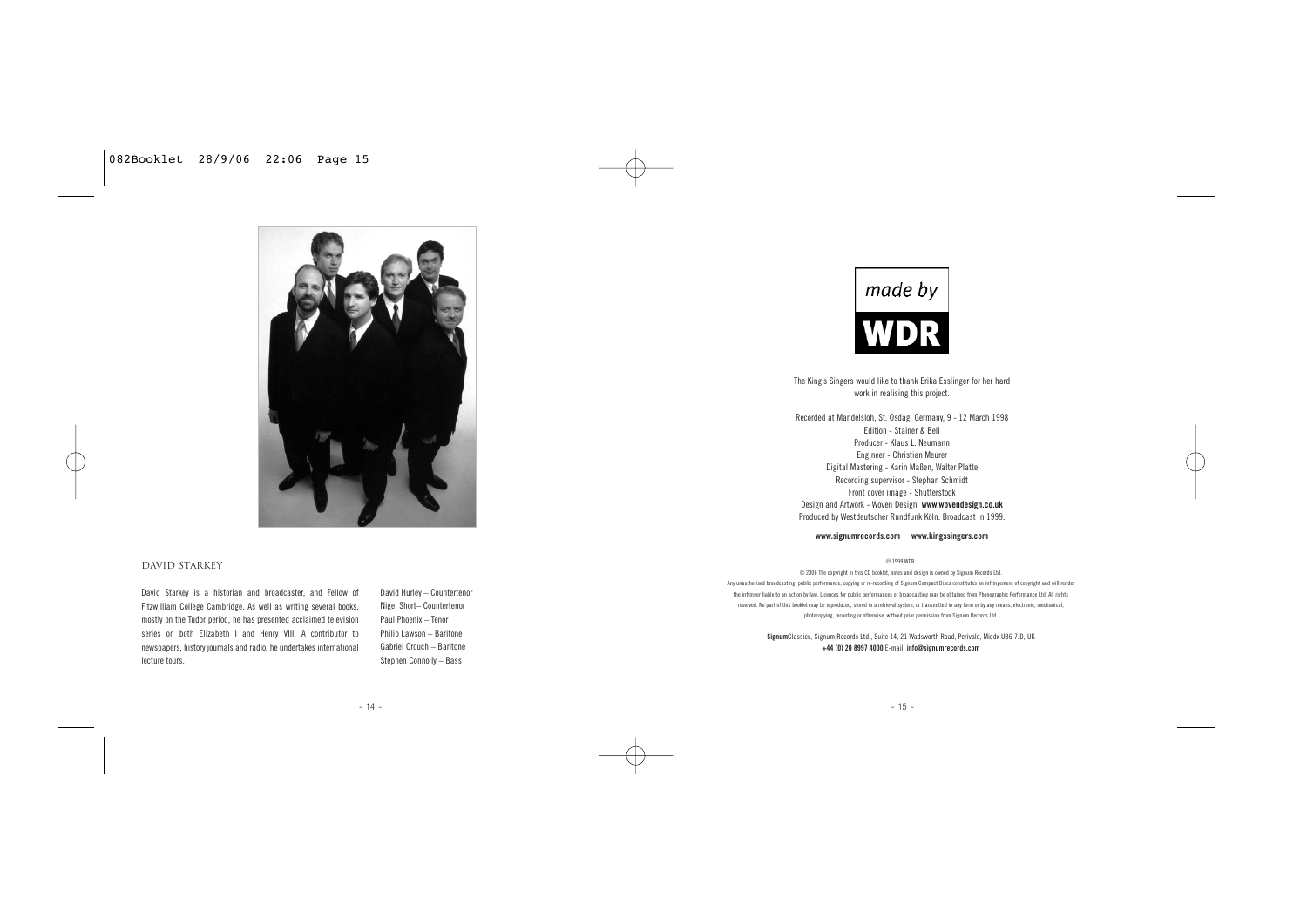## DAVID STARKEY

David Starkey is a historian and broadcaster, and Fellow of Fitzwilliam College Cambridge. As well as writing several books, mostly on the Tudor period, he has presented acclaimed television series on both Elizabeth I and Henry VIII. A contributor to newspapers, history journals and radio, he undertakes international lecture tours.

David Hurley – Countertenor
Nigel Short– Countertenor
Paul Phoenix – Tenor
Philip Lawson – Baritone
Gabriel Crouch – Baritone
Stephen Connolly – Bass

*made by*
**WDR**

The King's Singers would like to thank Erika Esslinger for her hard work in realising this project.

Recorded at Mandelsloh, St. Osdag, Germany, 9 - 12 March 1998
Edition - Stainer & Bell
Producer - Klaus L. Neumann
Engineer - Christian Meurer
Digital Mastering - Karin Maßen, Walter Platte
Recording supervisor - Stephan Schmidt
Front cover image - Shutterstock
Design and Artwork - Woven Design **www.wovendesign.co.uk**
Produced by Westdeutscher Rundfunk Köln. Broadcast in 1999.

**www.signumrecords.com** **www.kingssingers.com**

℗ 1999 WDR.

© 2006 The copyright in this CD booklet, notes and design is owned by Signum Records Ltd.
Any unauthorised broadcasting, public performance, copying or re-recording of Signum Compact Discs constitutes an infringement of copyright and will render the infringer liable to an action by law. Licences for public performances or broadcasting may be obtained from Phonographic Performance Ltd. All rights reserved. No part of this booklet may be reproduced, stored in a retrieval system, or transmitted in any form or by any means, electronic, mechanical, photocopying, recording or otherwise, without prior permission from Signum Records Ltd.

**Signum**Classics, Signum Records Ltd., Suite 14, 21 Wadsworth Road, Perivale, Middx UB6 7JD, UK
**+44 (0) 20 8997 4000** E-mail: **info@signumrecords.com**